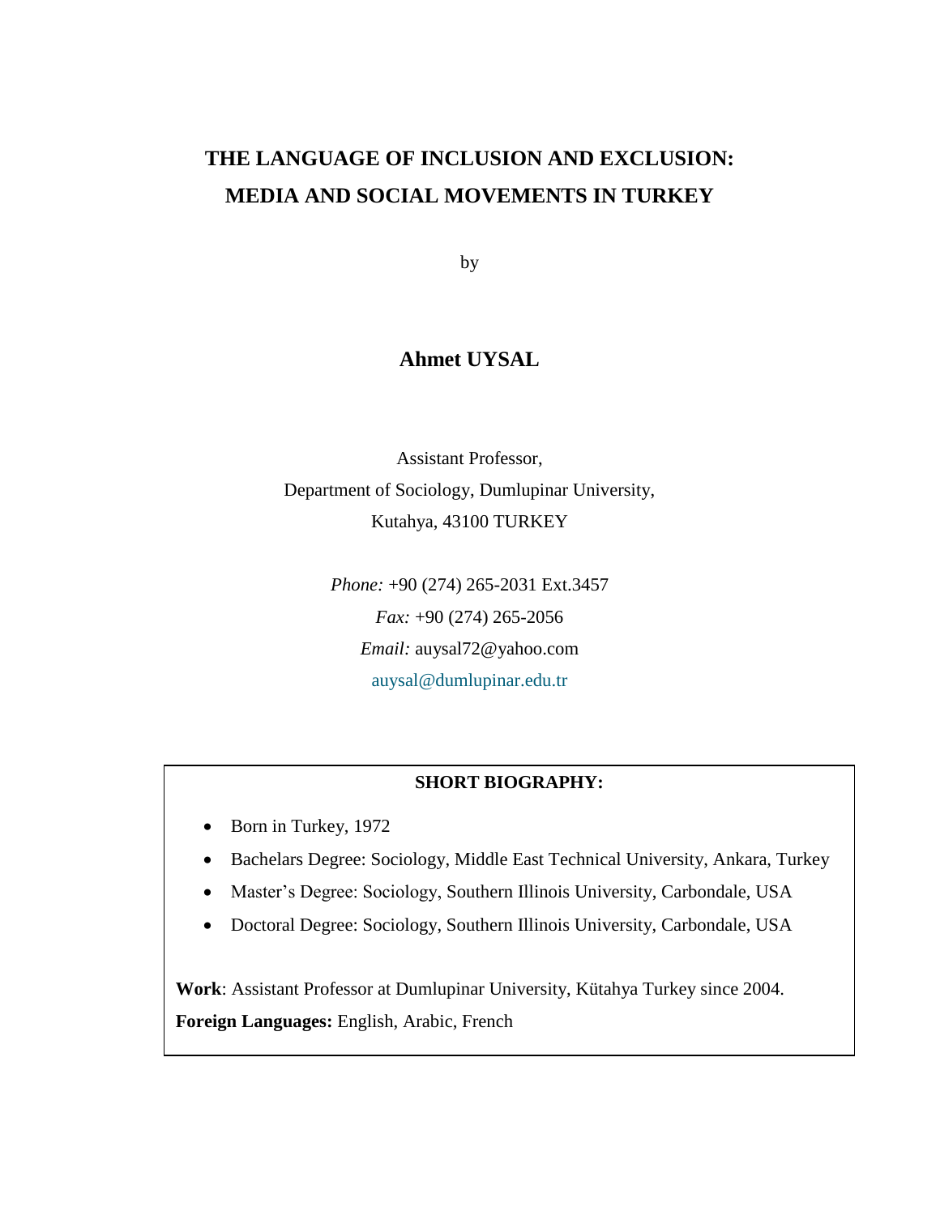# THE LANGUAGE OF INCLUSION AND EXCLUSION: MEDIA AND SOCIAL MOVEMENTS IN TURKEY

by

**Ahmet UYSAL**

Assistant Professor,
Department of Sociology, Dumlupinar University,
Kutahya, 43100 TURKEY

*Phone:* +90 (274) 265-2031 Ext.3457
*Fax:* +90 (274) 265-2056
*Email:* auysal72@yahoo.com
auysal@dumlupinar.edu.tr

**SHORT BIOGRAPHY:**

- Born in Turkey, 1972
- Bachelars Degree: Sociology, Middle East Technical University, Ankara, Turkey
- Master's Degree: Sociology, Southern Illinois University, Carbondale, USA
- Doctoral Degree: Sociology, Southern Illinois University, Carbondale, USA

**Work**: Assistant Professor at Dumlupinar University, Kütahya Turkey since 2004.
**Foreign Languages:** English, Arabic, French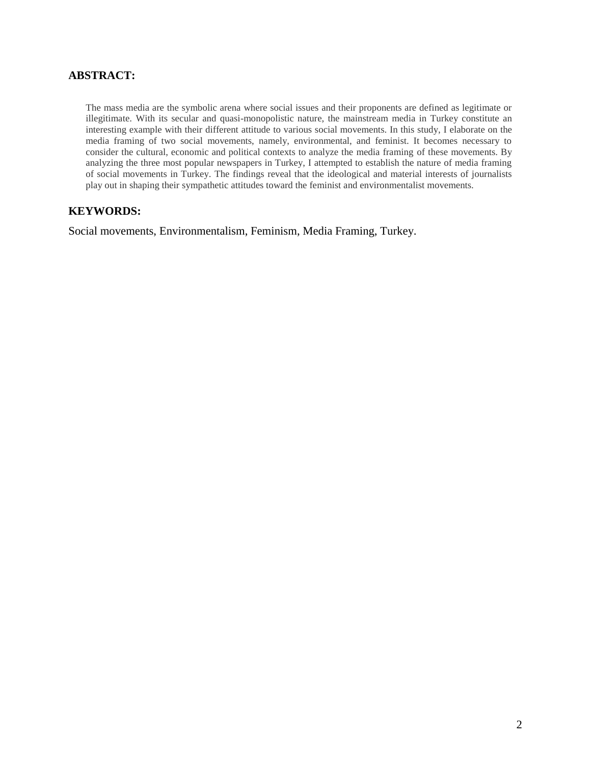## ABSTRACT:

The mass media are the symbolic arena where social issues and their proponents are defined as legitimate or illegitimate. With its secular and quasi-monopolistic nature, the mainstream media in Turkey constitute an interesting example with their different attitude to various social movements. In this study, I elaborate on the media framing of two social movements, namely, environmental, and feminist. It becomes necessary to consider the cultural, economic and political contexts to analyze the media framing of these movements. By analyzing the three most popular newspapers in Turkey, I attempted to establish the nature of media framing of social movements in Turkey. The findings reveal that the ideological and material interests of journalists play out in shaping their sympathetic attitudes toward the feminist and environmentalist movements.

## KEYWORDS:

Social movements, Environmentalism, Feminism, Media Framing, Turkey.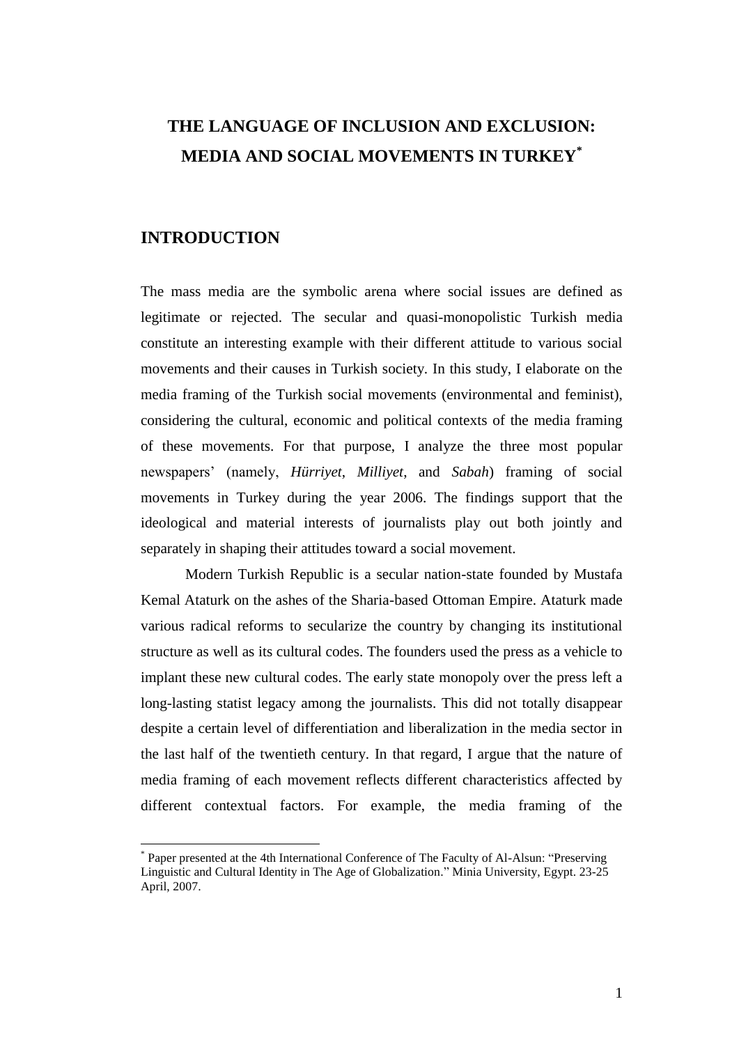# THE LANGUAGE OF INCLUSION AND EXCLUSION: MEDIA AND SOCIAL MOVEMENTS IN TURKEY*

## INTRODUCTION

The mass media are the symbolic arena where social issues are defined as legitimate or rejected. The secular and quasi-monopolistic Turkish media constitute an interesting example with their different attitude to various social movements and their causes in Turkish society. In this study, I elaborate on the media framing of the Turkish social movements (environmental and feminist), considering the cultural, economic and political contexts of the media framing of these movements. For that purpose, I analyze the three most popular newspapers' (namely, *Hürriyet*, *Milliyet*, and *Sabah*) framing of social movements in Turkey during the year 2006. The findings support that the ideological and material interests of journalists play out both jointly and separately in shaping their attitudes toward a social movement.

Modern Turkish Republic is a secular nation-state founded by Mustafa Kemal Ataturk on the ashes of the Sharia-based Ottoman Empire. Ataturk made various radical reforms to secularize the country by changing its institutional structure as well as its cultural codes. The founders used the press as a vehicle to implant these new cultural codes. The early state monopoly over the press left a long-lasting statist legacy among the journalists. This did not totally disappear despite a certain level of differentiation and liberalization in the media sector in the last half of the twentieth century. In that regard, I argue that the nature of media framing of each movement reflects different characteristics affected by different contextual factors. For example, the media framing of the

---

* Paper presented at the 4th International Conference of The Faculty of Al-Alsun: "Preserving Linguistic and Cultural Identity in The Age of Globalization." Minia University, Egypt. 23-25 April, 2007.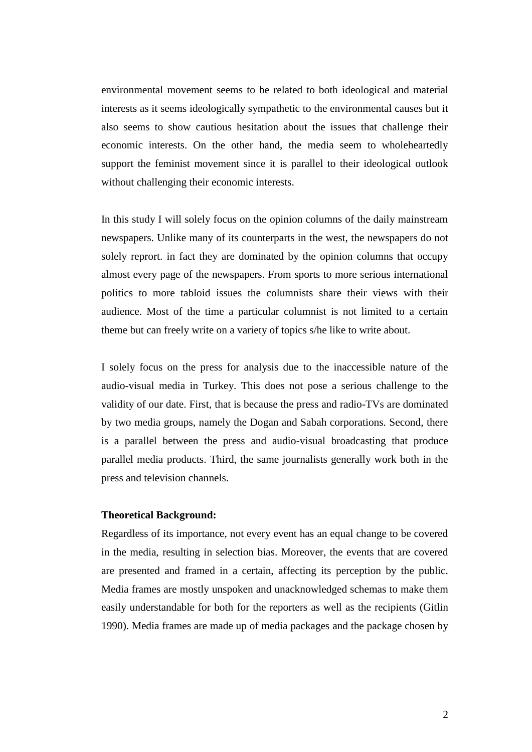environmental movement seems to be related to both ideological and material interests as it seems ideologically sympathetic to the environmental causes but it also seems to show cautious hesitation about the issues that challenge their economic interests. On the other hand, the media seem to wholeheartedly support the feminist movement since it is parallel to their ideological outlook without challenging their economic interests.

In this study I will solely focus on the opinion columns of the daily mainstream newspapers. Unlike many of its counterparts in the west, the newspapers do not solely reprort. in fact they are dominated by the opinion columns that occupy almost every page of the newspapers. From sports to more serious international politics to more tabloid issues the columnists share their views with their audience. Most of the time a particular columnist is not limited to a certain theme but can freely write on a variety of topics s/he like to write about.

I solely focus on the press for analysis due to the inaccessible nature of the audio-visual media in Turkey. This does not pose a serious challenge to the validity of our date. First, that is because the press and radio-TVs are dominated by two media groups, namely the Dogan and Sabah corporations. Second, there is a parallel between the press and audio-visual broadcasting that produce parallel media products. Third, the same journalists generally work both in the press and television channels.

**Theoretical Background:**

Regardless of its importance, not every event has an equal change to be covered in the media, resulting in selection bias. Moreover, the events that are covered are presented and framed in a certain, affecting its perception by the public. Media frames are mostly unspoken and unacknowledged schemas to make them easily understandable for both for the reporters as well as the recipients (Gitlin 1990). Media frames are made up of media packages and the package chosen by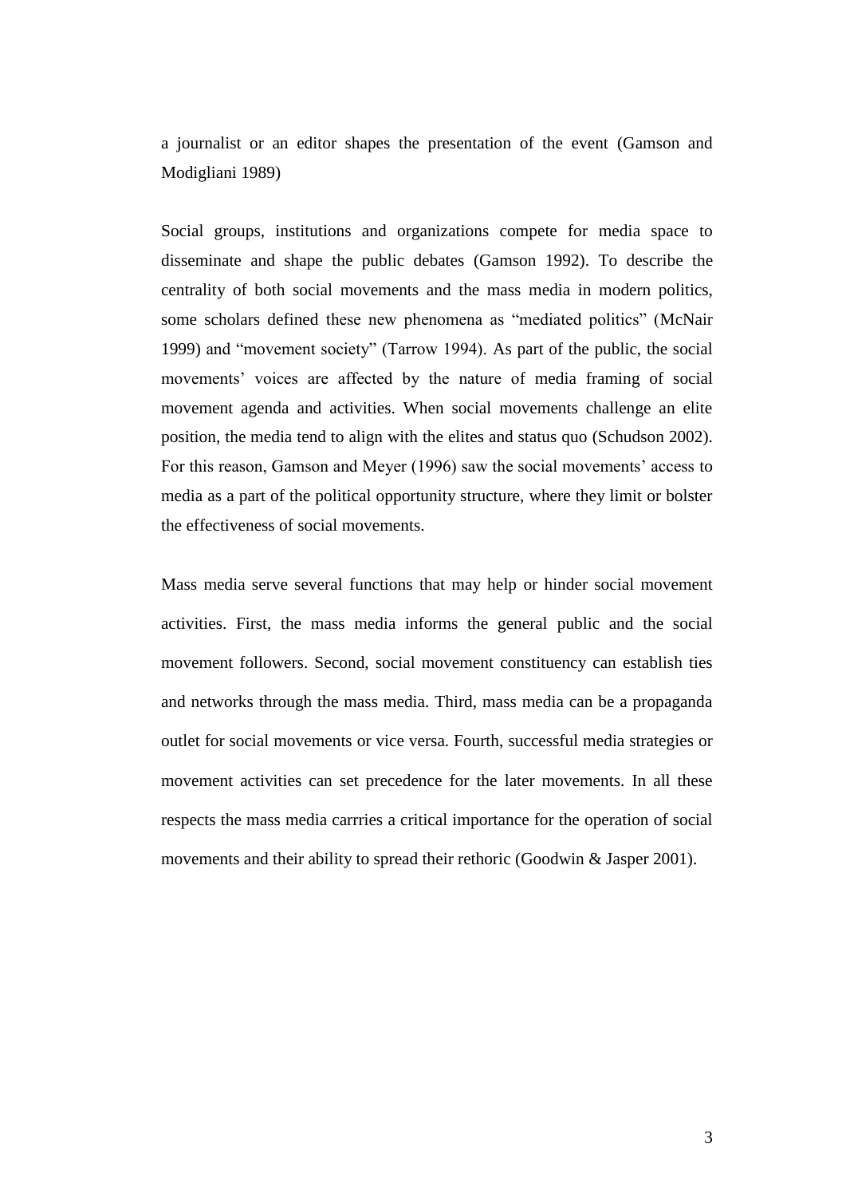a journalist or an editor shapes the presentation of the event (Gamson and Modigliani 1989)

Social groups, institutions and organizations compete for media space to disseminate and shape the public debates (Gamson 1992). To describe the centrality of both social movements and the mass media in modern politics, some scholars defined these new phenomena as “mediated politics” (McNair 1999) and “movement society” (Tarrow 1994). As part of the public, the social movements’ voices are affected by the nature of media framing of social movement agenda and activities. When social movements challenge an elite position, the media tend to align with the elites and status quo (Schudson 2002). For this reason, Gamson and Meyer (1996) saw the social movements’ access to media as a part of the political opportunity structure, where they limit or bolster the effectiveness of social movements.

Mass media serve several functions that may help or hinder social movement activities. First, the mass media informs the general public and the social movement followers. Second, social movement constituency can establish ties and networks through the mass media. Third, mass media can be a propaganda outlet for social movements or vice versa. Fourth, successful media strategies or movement activities can set precedence for the later movements. In all these respects the mass media carrries a critical importance for the operation of social movements and their ability to spread their rethoric (Goodwin & Jasper 2001).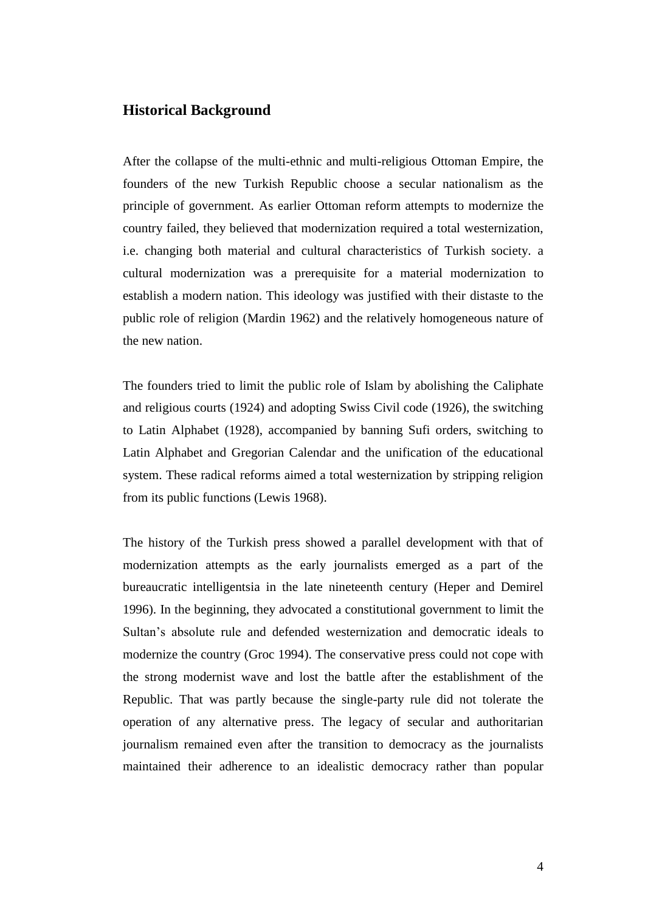## Historical Background

After the collapse of the multi-ethnic and multi-religious Ottoman Empire, the founders of the new Turkish Republic choose a secular nationalism as the principle of government. As earlier Ottoman reform attempts to modernize the country failed, they believed that modernization required a total westernization, i.e. changing both material and cultural characteristics of Turkish society. a cultural modernization was a prerequisite for a material modernization to establish a modern nation. This ideology was justified with their distaste to the public role of religion (Mardin 1962) and the relatively homogeneous nature of the new nation.

The founders tried to limit the public role of Islam by abolishing the Caliphate and religious courts (1924) and adopting Swiss Civil code (1926), the switching to Latin Alphabet (1928), accompanied by banning Sufi orders, switching to Latin Alphabet and Gregorian Calendar and the unification of the educational system. These radical reforms aimed a total westernization by stripping religion from its public functions (Lewis 1968).

The history of the Turkish press showed a parallel development with that of modernization attempts as the early journalists emerged as a part of the bureaucratic intelligentsia in the late nineteenth century (Heper and Demirel 1996). In the beginning, they advocated a constitutional government to limit the Sultan's absolute rule and defended westernization and democratic ideals to modernize the country (Groc 1994). The conservative press could not cope with the strong modernist wave and lost the battle after the establishment of the Republic. That was partly because the single-party rule did not tolerate the operation of any alternative press. The legacy of secular and authoritarian journalism remained even after the transition to democracy as the journalists maintained their adherence to an idealistic democracy rather than popular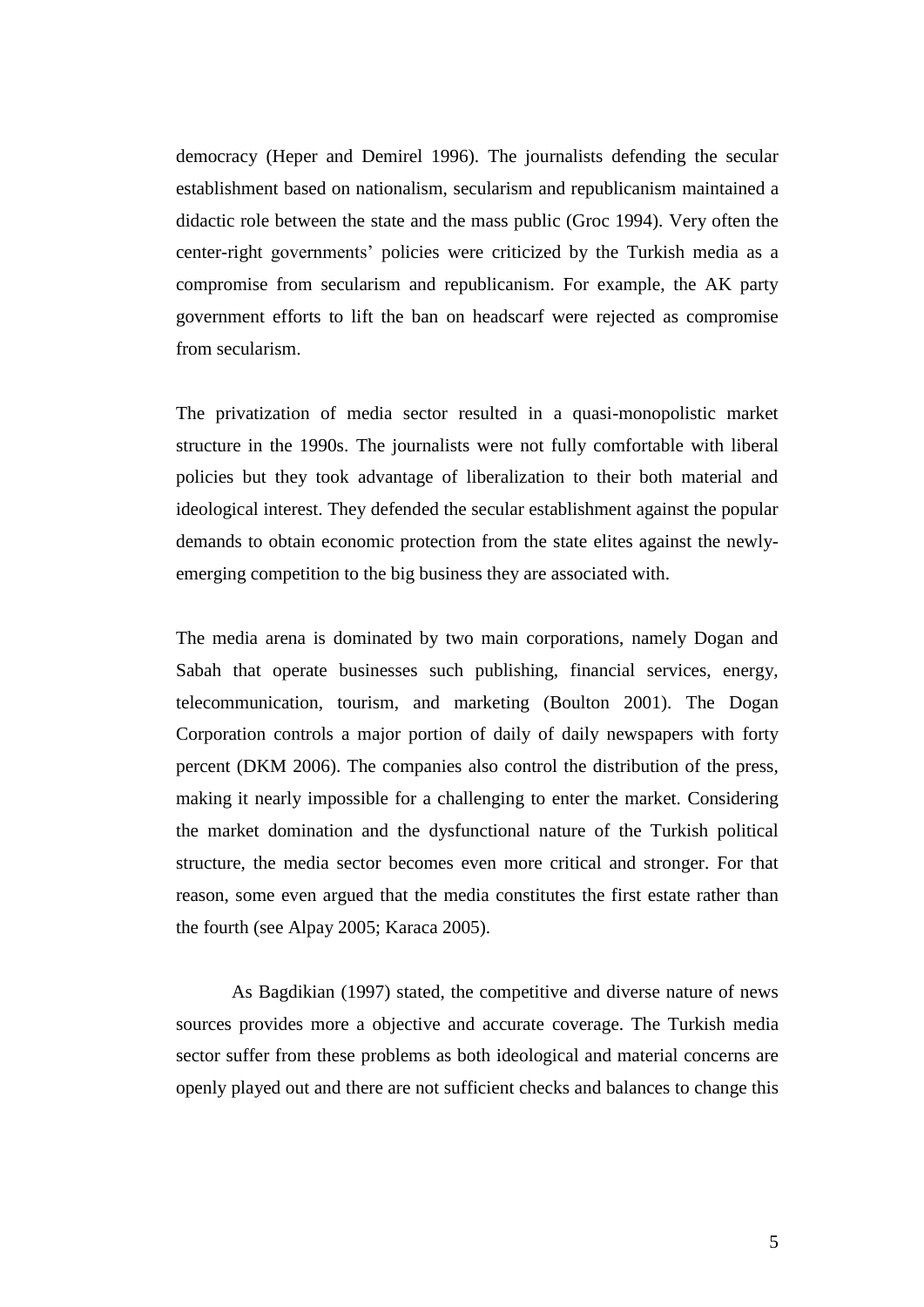democracy (Heper and Demirel 1996). The journalists defending the secular establishment based on nationalism, secularism and republicanism maintained a didactic role between the state and the mass public (Groc 1994). Very often the center-right governments' policies were criticized by the Turkish media as a compromise from secularism and republicanism. For example, the AK party government efforts to lift the ban on headscarf were rejected as compromise from secularism.

The privatization of media sector resulted in a quasi-monopolistic market structure in the 1990s. The journalists were not fully comfortable with liberal policies but they took advantage of liberalization to their both material and ideological interest. They defended the secular establishment against the popular demands to obtain economic protection from the state elites against the newly-emerging competition to the big business they are associated with.

The media arena is dominated by two main corporations, namely Dogan and Sabah that operate businesses such publishing, financial services, energy, telecommunication, tourism, and marketing (Boulton 2001). The Dogan Corporation controls a major portion of daily of daily newspapers with forty percent (DKM 2006). The companies also control the distribution of the press, making it nearly impossible for a challenging to enter the market. Considering the market domination and the dysfunctional nature of the Turkish political structure, the media sector becomes even more critical and stronger. For that reason, some even argued that the media constitutes the first estate rather than the fourth (see Alpay 2005; Karaca 2005).

As Bagdikian (1997) stated, the competitive and diverse nature of news sources provides more a objective and accurate coverage. The Turkish media sector suffer from these problems as both ideological and material concerns are openly played out and there are not sufficient checks and balances to change this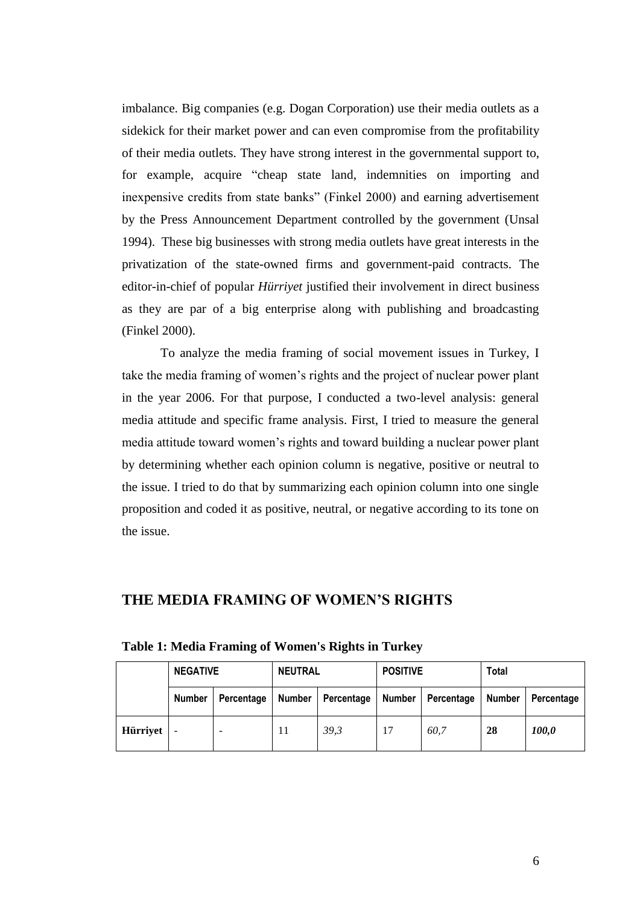imbalance. Big companies (e.g. Dogan Corporation) use their media outlets as a sidekick for their market power and can even compromise from the profitability of their media outlets. They have strong interest in the governmental support to, for example, acquire "cheap state land, indemnities on importing and inexpensive credits from state banks" (Finkel 2000) and earning advertisement by the Press Announcement Department controlled by the government (Unsal 1994). These big businesses with strong media outlets have great interests in the privatization of the state-owned firms and government-paid contracts. The editor-in-chief of popular *Hürriyet* justified their involvement in direct business as they are par of a big enterprise along with publishing and broadcasting (Finkel 2000).

To analyze the media framing of social movement issues in Turkey, I take the media framing of women's rights and the project of nuclear power plant in the year 2006. For that purpose, I conducted a two-level analysis: general media attitude and specific frame analysis. First, I tried to measure the general media attitude toward women's rights and toward building a nuclear power plant by determining whether each opinion column is negative, positive or neutral to the issue. I tried to do that by summarizing each opinion column into one single proposition and coded it as positive, neutral, or negative according to its tone on the issue.

## THE MEDIA FRAMING OF WOMEN'S RIGHTS

**Table 1: Media Framing of Women's Rights in Turkey**

| | NEGATIVE | | NEUTRAL | | POSITIVE | | Total | |
|---|---|---|---|---|---|---|---|---|
| | Number | Percentage | Number | Percentage | Number | Percentage | Number | Percentage |
| **Hürriyet** | - | - | 11 | *39,3* | 17 | *60,7* | **28** | ***100,0*** |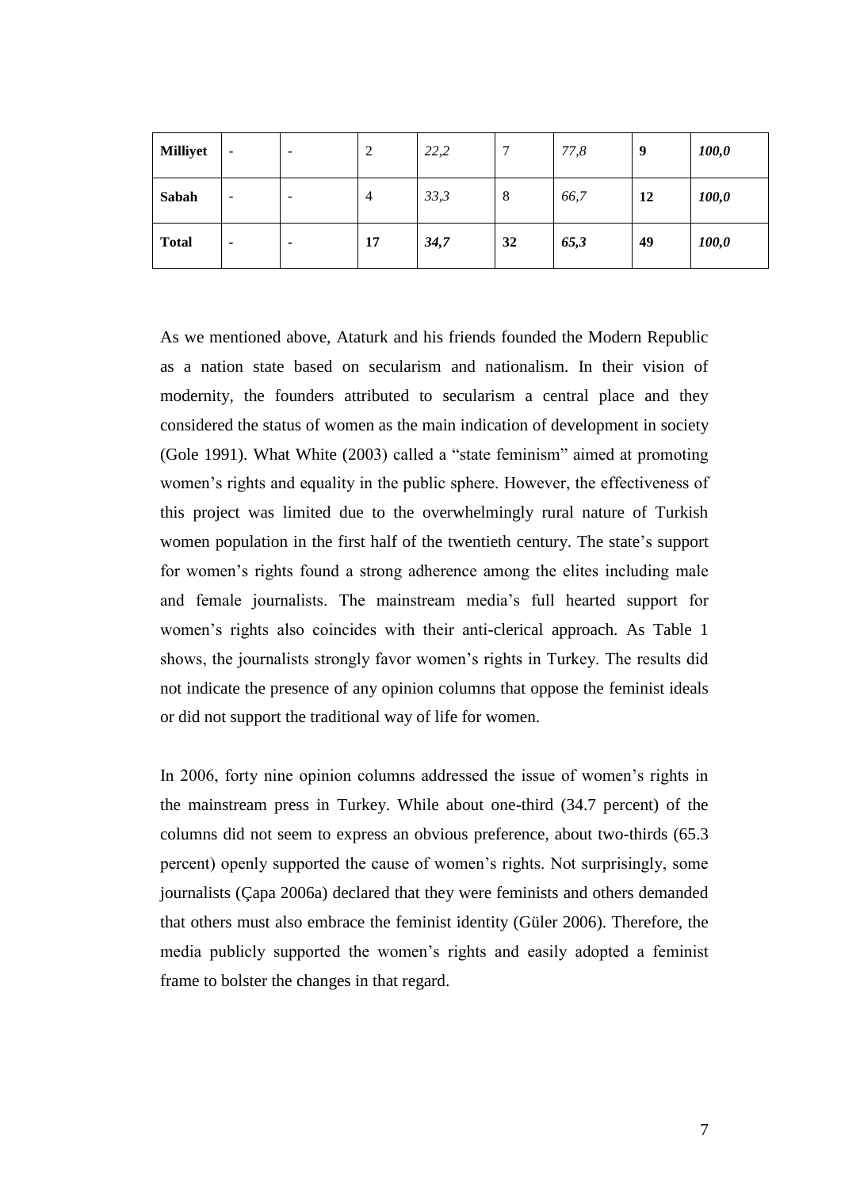| Milliyet | - | - | 2 | *22,2* | 7 | *77,8* | **9** | ***100,0*** |
|---|---|---|---|---|---|---|---|---|
| **Sabah** | - | - | 4 | *33,3* | 8 | *66,7* | **12** | ***100,0*** |
| **Total** | **-** | **-** | **17** | ***34,7*** | **32** | ***65,3*** | **49** | ***100,0*** |

As we mentioned above, Ataturk and his friends founded the Modern Republic as a nation state based on secularism and nationalism. In their vision of modernity, the founders attributed to secularism a central place and they considered the status of women as the main indication of development in society (Gole 1991). What White (2003) called a "state feminism" aimed at promoting women's rights and equality in the public sphere. However, the effectiveness of this project was limited due to the overwhelmingly rural nature of Turkish women population in the first half of the twentieth century. The state's support for women's rights found a strong adherence among the elites including male and female journalists. The mainstream media's full hearted support for women's rights also coincides with their anti-clerical approach. As Table 1 shows, the journalists strongly favor women's rights in Turkey. The results did not indicate the presence of any opinion columns that oppose the feminist ideals or did not support the traditional way of life for women.

In 2006, forty nine opinion columns addressed the issue of women's rights in the mainstream press in Turkey. While about one-third (34.7 percent) of the columns did not seem to express an obvious preference, about two-thirds (65.3 percent) openly supported the cause of women's rights. Not surprisingly, some journalists (Çapa 2006a) declared that they were feminists and others demanded that others must also embrace the feminist identity (Güler 2006). Therefore, the media publicly supported the women's rights and easily adopted a feminist frame to bolster the changes in that regard.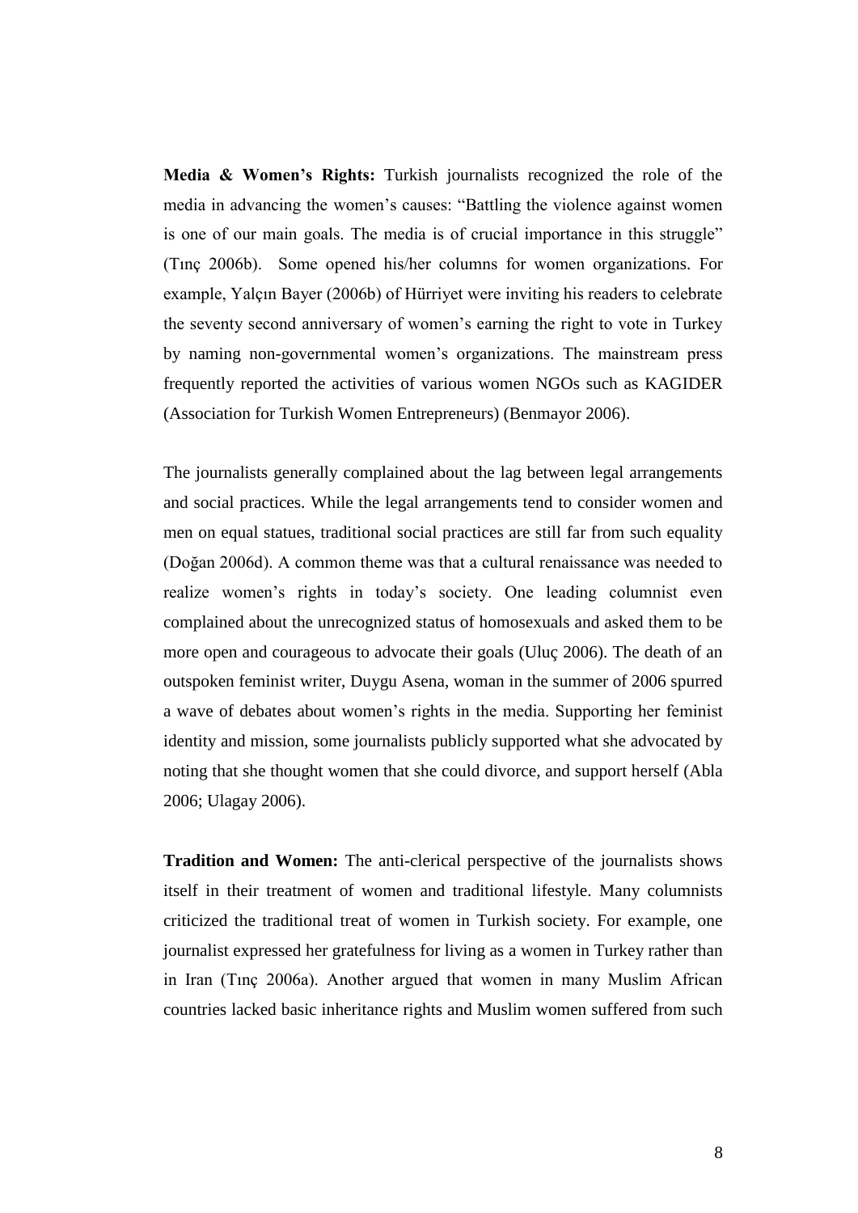**Media & Women's Rights:** Turkish journalists recognized the role of the media in advancing the women's causes: "Battling the violence against women is one of our main goals. The media is of crucial importance in this struggle" (Tınç 2006b). Some opened his/her columns for women organizations. For example, Yalçın Bayer (2006b) of Hürriyet were inviting his readers to celebrate the seventy second anniversary of women's earning the right to vote in Turkey by naming non-governmental women's organizations. The mainstream press frequently reported the activities of various women NGOs such as KAGIDER (Association for Turkish Women Entrepreneurs) (Benmayor 2006).

The journalists generally complained about the lag between legal arrangements and social practices. While the legal arrangements tend to consider women and men on equal statues, traditional social practices are still far from such equality (Doğan 2006d). A common theme was that a cultural renaissance was needed to realize women's rights in today's society. One leading columnist even complained about the unrecognized status of homosexuals and asked them to be more open and courageous to advocate their goals (Uluç 2006). The death of an outspoken feminist writer, Duygu Asena, woman in the summer of 2006 spurred a wave of debates about women's rights in the media. Supporting her feminist identity and mission, some journalists publicly supported what she advocated by noting that she thought women that she could divorce, and support herself (Abla 2006; Ulagay 2006).

**Tradition and Women:** The anti-clerical perspective of the journalists shows itself in their treatment of women and traditional lifestyle. Many columnists criticized the traditional treat of women in Turkish society. For example, one journalist expressed her gratefulness for living as a women in Turkey rather than in Iran (Tınç 2006a). Another argued that women in many Muslim African countries lacked basic inheritance rights and Muslim women suffered from such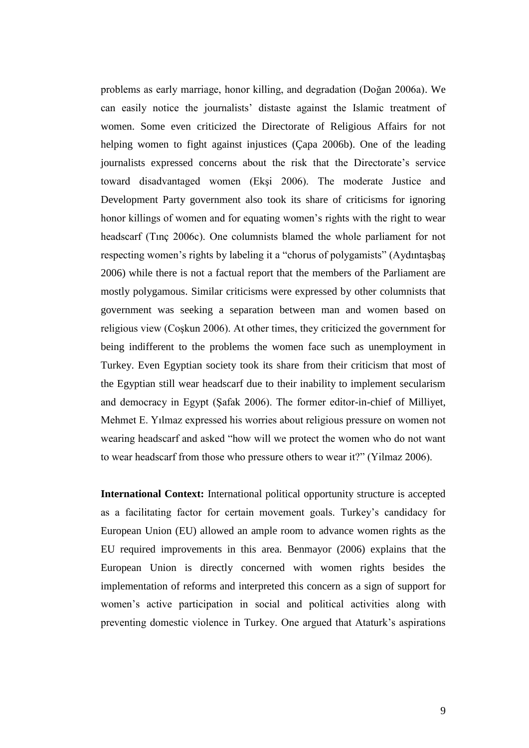problems as early marriage, honor killing, and degradation (Doğan 2006a). We can easily notice the journalists' distaste against the Islamic treatment of women. Some even criticized the Directorate of Religious Affairs for not helping women to fight against injustices (Çapa 2006b). One of the leading journalists expressed concerns about the risk that the Directorate's service toward disadvantaged women (Ekşi 2006). The moderate Justice and Development Party government also took its share of criticisms for ignoring honor killings of women and for equating women's rights with the right to wear headscarf (Tınç 2006c). One columnists blamed the whole parliament for not respecting women's rights by labeling it a "chorus of polygamists" (Aydıntaşbaş 2006) while there is not a factual report that the members of the Parliament are mostly polygamous. Similar criticisms were expressed by other columnists that government was seeking a separation between man and women based on religious view (Coşkun 2006). At other times, they criticized the government for being indifferent to the problems the women face such as unemployment in Turkey. Even Egyptian society took its share from their criticism that most of the Egyptian still wear headscarf due to their inability to implement secularism and democracy in Egypt (Şafak 2006). The former editor-in-chief of Milliyet, Mehmet E. Yılmaz expressed his worries about religious pressure on women not wearing headscarf and asked "how will we protect the women who do not want to wear headscarf from those who pressure others to wear it?" (Yilmaz 2006).

**International Context:** International political opportunity structure is accepted as a facilitating factor for certain movement goals. Turkey's candidacy for European Union (EU) allowed an ample room to advance women rights as the EU required improvements in this area. Benmayor (2006) explains that the European Union is directly concerned with women rights besides the implementation of reforms and interpreted this concern as a sign of support for women's active participation in social and political activities along with preventing domestic violence in Turkey. One argued that Ataturk's aspirations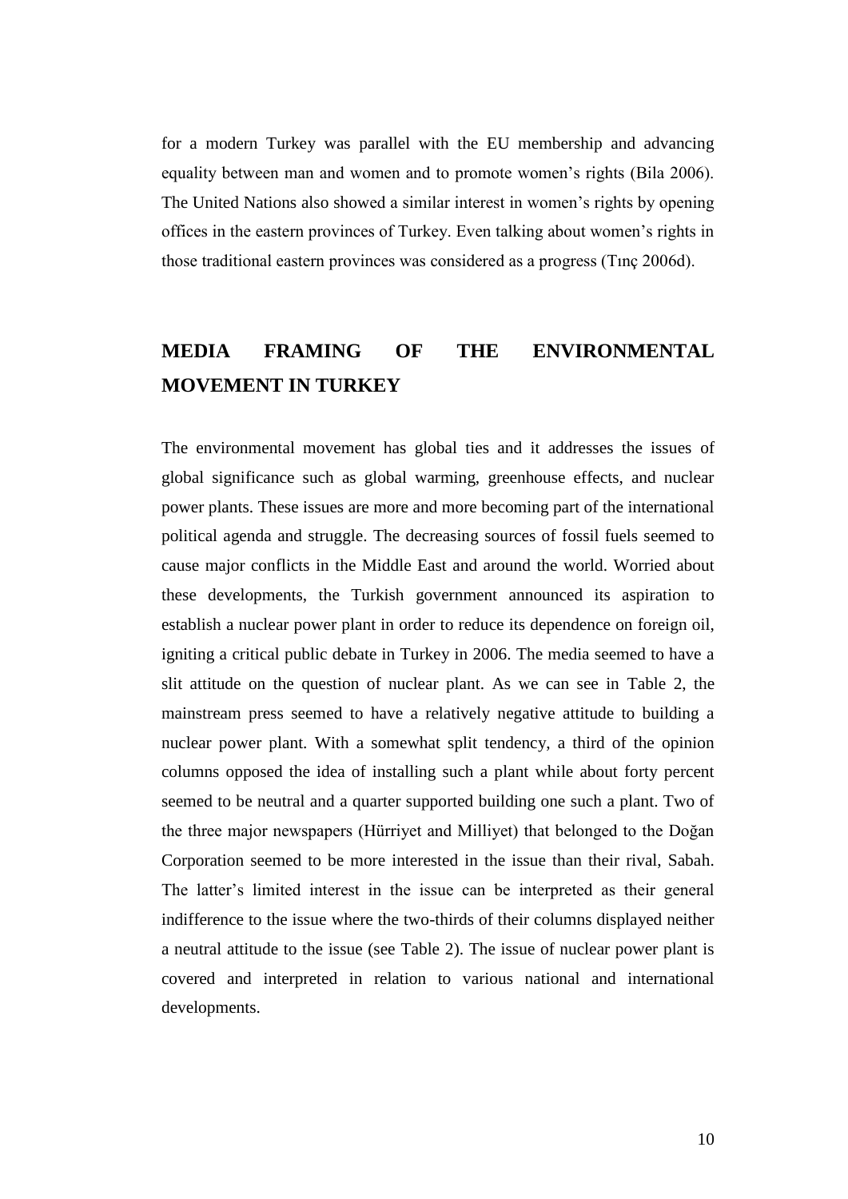for a modern Turkey was parallel with the EU membership and advancing equality between man and women and to promote women's rights (Bila 2006). The United Nations also showed a similar interest in women's rights by opening offices in the eastern provinces of Turkey. Even talking about women's rights in those traditional eastern provinces was considered as a progress (Tınç 2006d).

## MEDIA FRAMING OF THE ENVIRONMENTAL MOVEMENT IN TURKEY

The environmental movement has global ties and it addresses the issues of global significance such as global warming, greenhouse effects, and nuclear power plants. These issues are more and more becoming part of the international political agenda and struggle. The decreasing sources of fossil fuels seemed to cause major conflicts in the Middle East and around the world. Worried about these developments, the Turkish government announced its aspiration to establish a nuclear power plant in order to reduce its dependence on foreign oil, igniting a critical public debate in Turkey in 2006. The media seemed to have a slit attitude on the question of nuclear plant. As we can see in Table 2, the mainstream press seemed to have a relatively negative attitude to building a nuclear power plant. With a somewhat split tendency, a third of the opinion columns opposed the idea of installing such a plant while about forty percent seemed to be neutral and a quarter supported building one such a plant. Two of the three major newspapers (Hürriyet and Milliyet) that belonged to the Doğan Corporation seemed to be more interested in the issue than their rival, Sabah. The latter's limited interest in the issue can be interpreted as their general indifference to the issue where the two-thirds of their columns displayed neither a neutral attitude to the issue (see Table 2). The issue of nuclear power plant is covered and interpreted in relation to various national and international developments.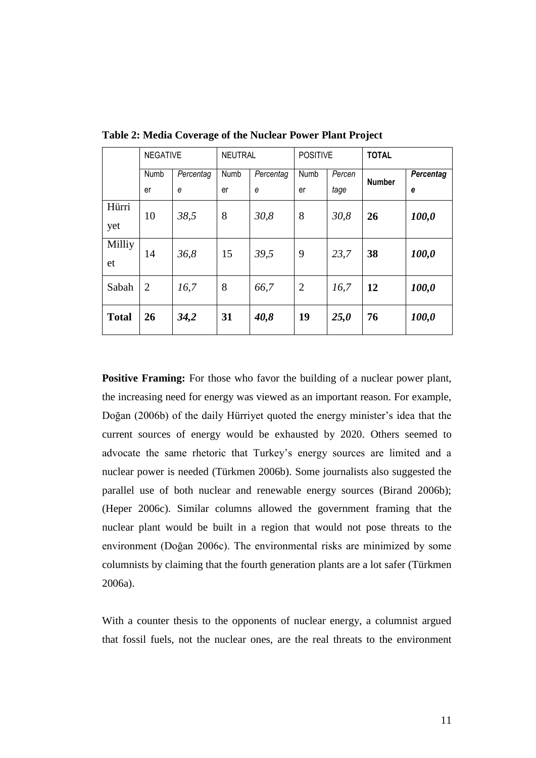**Table 2: Media Coverage of the Nuclear Power Plant Project**

| | NEGATIVE | | NEUTRAL | | POSITIVE | | **TOTAL** | |
|---|---|---|---|---|---|---|---|---|
| | Number | *Percentage* | Number | *Percentage* | Number | *Percentage* | **Number** | ***Percentage*** |
| Hürriyet | 10 | *38,5* | 8 | *30,8* | 8 | *30,8* | **26** | ***100,0*** |
| Milliyet | 14 | *36,8* | 15 | *39,5* | 9 | *23,7* | **38** | ***100,0*** |
| Sabah | 2 | *16,7* | 8 | *66,7* | 2 | *16,7* | **12** | ***100,0*** |
| **Total** | **26** | ***34,2*** | **31** | ***40,8*** | **19** | ***25,0*** | **76** | ***100,0*** |

**Positive Framing:** For those who favor the building of a nuclear power plant, the increasing need for energy was viewed as an important reason. For example, Doğan (2006b) of the daily Hürriyet quoted the energy minister's idea that the current sources of energy would be exhausted by 2020. Others seemed to advocate the same rhetoric that Turkey's energy sources are limited and a nuclear power is needed (Türkmen 2006b). Some journalists also suggested the parallel use of both nuclear and renewable energy sources (Birand 2006b); (Heper 2006c). Similar columns allowed the government framing that the nuclear plant would be built in a region that would not pose threats to the environment (Doğan 2006c). The environmental risks are minimized by some columnists by claiming that the fourth generation plants are a lot safer (Türkmen 2006a).

With a counter thesis to the opponents of nuclear energy, a columnist argued that fossil fuels, not the nuclear ones, are the real threats to the environment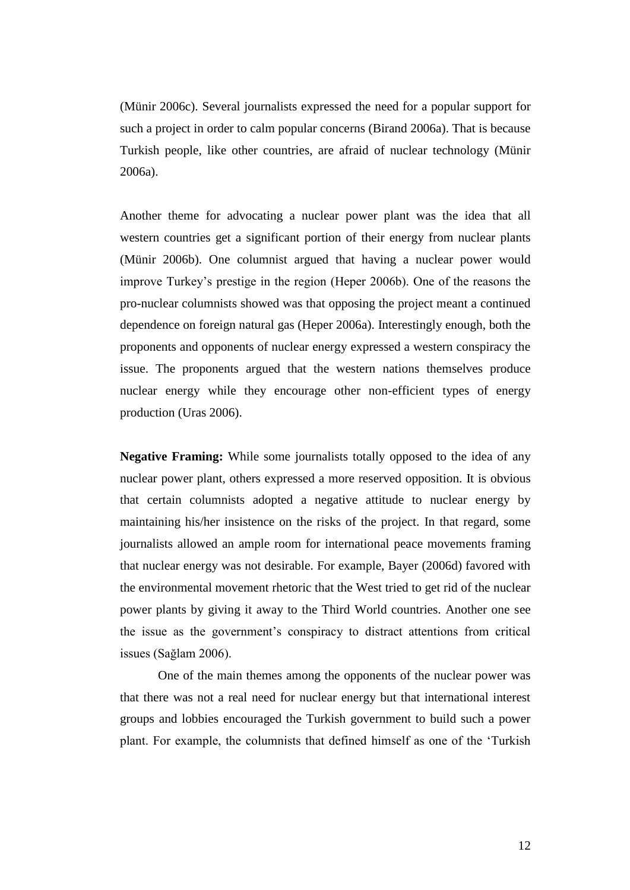(Münir 2006c). Several journalists expressed the need for a popular support for such a project in order to calm popular concerns (Birand 2006a). That is because Turkish people, like other countries, are afraid of nuclear technology (Münir 2006a).

Another theme for advocating a nuclear power plant was the idea that all western countries get a significant portion of their energy from nuclear plants (Münir 2006b). One columnist argued that having a nuclear power would improve Turkey's prestige in the region (Heper 2006b). One of the reasons the pro-nuclear columnists showed was that opposing the project meant a continued dependence on foreign natural gas (Heper 2006a). Interestingly enough, both the proponents and opponents of nuclear energy expressed a western conspiracy the issue. The proponents argued that the western nations themselves produce nuclear energy while they encourage other non-efficient types of energy production (Uras 2006).

**Negative Framing:** While some journalists totally opposed to the idea of any nuclear power plant, others expressed a more reserved opposition. It is obvious that certain columnists adopted a negative attitude to nuclear energy by maintaining his/her insistence on the risks of the project. In that regard, some journalists allowed an ample room for international peace movements framing that nuclear energy was not desirable. For example, Bayer (2006d) favored with the environmental movement rhetoric that the West tried to get rid of the nuclear power plants by giving it away to the Third World countries. Another one see the issue as the government's conspiracy to distract attentions from critical issues (Sağlam 2006).

One of the main themes among the opponents of the nuclear power was that there was not a real need for nuclear energy but that international interest groups and lobbies encouraged the Turkish government to build such a power plant. For example, the columnists that defined himself as one of the 'Turkish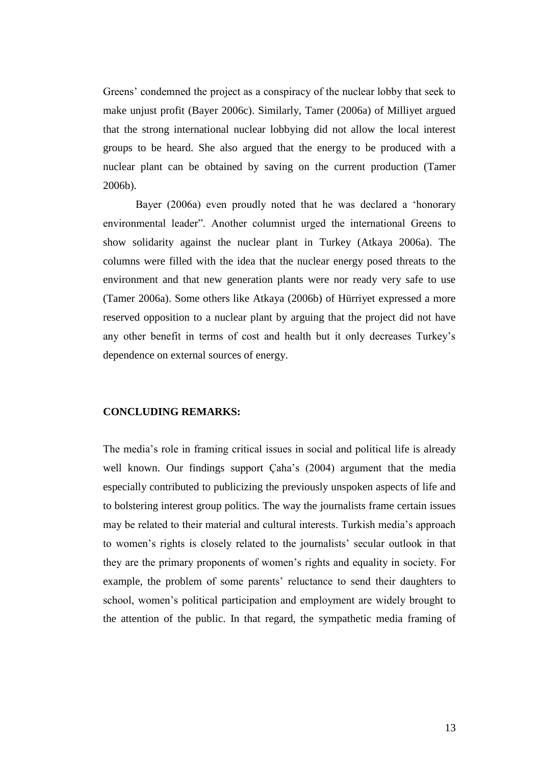Greens' condemned the project as a conspiracy of the nuclear lobby that seek to make unjust profit (Bayer 2006c). Similarly, Tamer (2006a) of Milliyet argued that the strong international nuclear lobbying did not allow the local interest groups to be heard. She also argued that the energy to be produced with a nuclear plant can be obtained by saving on the current production (Tamer 2006b).

Bayer (2006a) even proudly noted that he was declared a 'honorary environmental leader". Another columnist urged the international Greens to show solidarity against the nuclear plant in Turkey (Atkaya 2006a). The columns were filled with the idea that the nuclear energy posed threats to the environment and that new generation plants were nor ready very safe to use (Tamer 2006a). Some others like Atkaya (2006b) of Hürriyet expressed a more reserved opposition to a nuclear plant by arguing that the project did not have any other benefit in terms of cost and health but it only decreases Turkey's dependence on external sources of energy.

## CONCLUDING REMARKS:

The media's role in framing critical issues in social and political life is already well known. Our findings support Çaha's (2004) argument that the media especially contributed to publicizing the previously unspoken aspects of life and to bolstering interest group politics. The way the journalists frame certain issues may be related to their material and cultural interests. Turkish media's approach to women's rights is closely related to the journalists' secular outlook in that they are the primary proponents of women's rights and equality in society. For example, the problem of some parents' reluctance to send their daughters to school, women's political participation and employment are widely brought to the attention of the public. In that regard, the sympathetic media framing of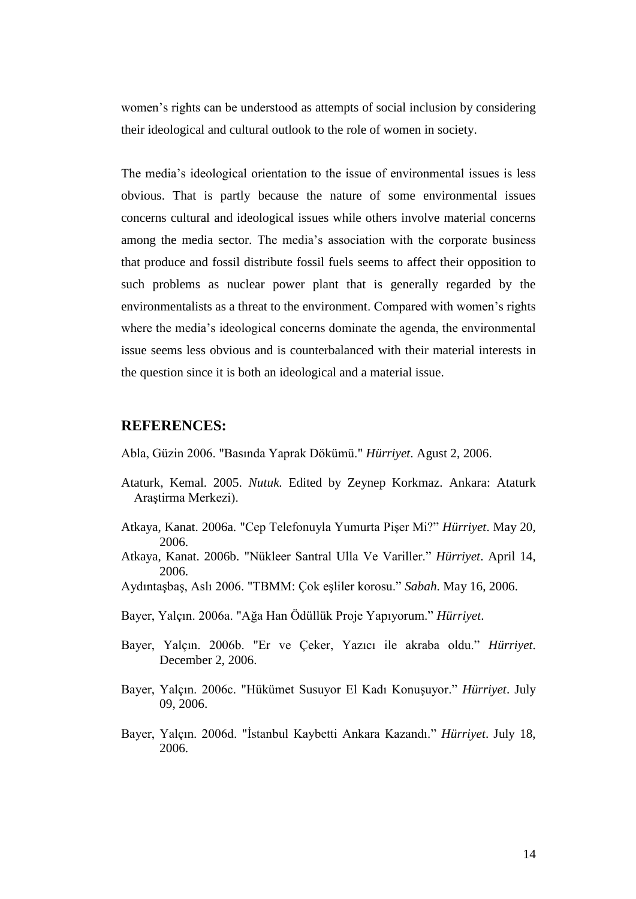women's rights can be understood as attempts of social inclusion by considering their ideological and cultural outlook to the role of women in society.

The media's ideological orientation to the issue of environmental issues is less obvious. That is partly because the nature of some environmental issues concerns cultural and ideological issues while others involve material concerns among the media sector. The media's association with the corporate business that produce and fossil distribute fossil fuels seems to affect their opposition to such problems as nuclear power plant that is generally regarded by the environmentalists as a threat to the environment. Compared with women's rights where the media's ideological concerns dominate the agenda, the environmental issue seems less obvious and is counterbalanced with their material interests in the question since it is both an ideological and a material issue.

## REFERENCES:

Abla, Güzin 2006. "Basında Yaprak Dökümü." *Hürriyet*. Agust 2, 2006.

Ataturk, Kemal. 2005. *Nutuk.* Edited by Zeynep Korkmaz. Ankara: Ataturk Araştirma Merkezi).

Atkaya, Kanat. 2006a. "Cep Telefonuyla Yumurta Pişer Mi?" *Hürriyet*. May 20, 2006.

Atkaya, Kanat. 2006b. "Nükleer Santral Ulla Ve Variller." *Hürriyet*. April 14, 2006.

Aydıntaşbaş, Aslı 2006. "TBMM: Çok eşliler korosu." *Sabah*. May 16, 2006.

Bayer, Yalçın. 2006a. "Ağa Han Ödüllük Proje Yapıyorum." *Hürriyet*.

Bayer, Yalçın. 2006b. "Er ve Çeker, Yazıcı ile akraba oldu." *Hürriyet*. December 2, 2006.

Bayer, Yalçın. 2006c. "Hükümet Susuyor El Kadı Konuşuyor." *Hürriyet*. July 09, 2006.

Bayer, Yalçın. 2006d. "İstanbul Kaybetti Ankara Kazandı." *Hürriyet*. July 18, 2006.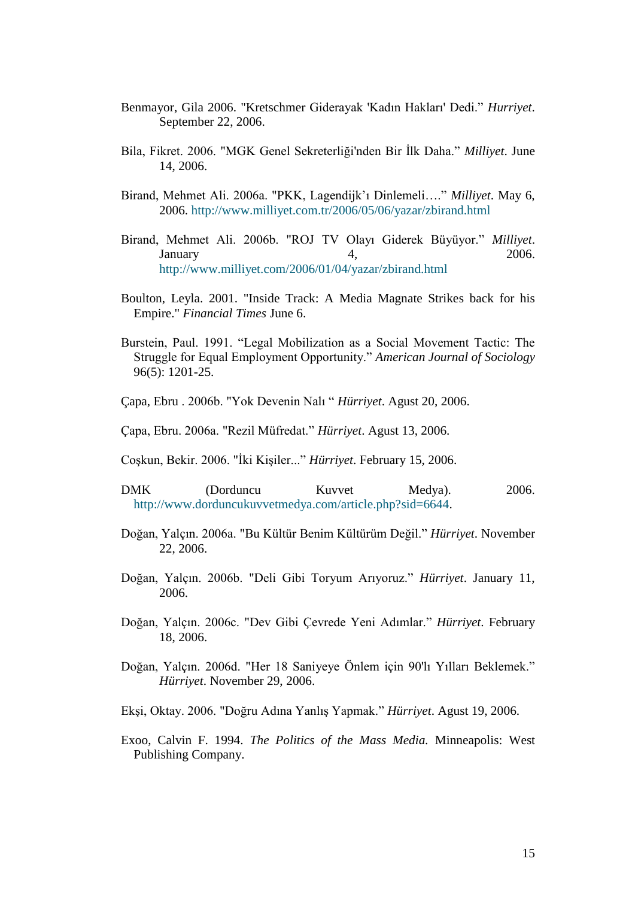Benmayor, Gila 2006. "Kretschmer Giderayak 'Kadın Hakları' Dedi." *Hurriyet*. September 22, 2006.

Bila, Fikret. 2006. "MGK Genel Sekreterliği'nden Bir İlk Daha." *Milliyet*. June 14, 2006.

Birand, Mehmet Ali. 2006a. "PKK, Lagendijk'ı Dinlemeli…." *Milliyet*. May 6, 2006. http://www.milliyet.com.tr/2006/05/06/yazar/zbirand.html

Birand, Mehmet Ali. 2006b. "ROJ TV Olayı Giderek Büyüyor." *Milliyet*. January 4, 2006. http://www.milliyet.com/2006/01/04/yazar/zbirand.html

Boulton, Leyla. 2001. "Inside Track: A Media Magnate Strikes back for his Empire." *Financial Times* June 6.

Burstein, Paul. 1991. "Legal Mobilization as a Social Movement Tactic: The Struggle for Equal Employment Opportunity." *American Journal of Sociology* 96(5): 1201-25.

Çapa, Ebru . 2006b. "Yok Devenin Nalı " *Hürriyet*. Agust 20, 2006.

Çapa, Ebru. 2006a. "Rezil Müfredat." *Hürriyet*. Agust 13, 2006.

Coşkun, Bekir. 2006. "İki Kişiler..." *Hürriyet*. February 15, 2006.

DMK (Dorduncu Kuvvet Medya). 2006. http://www.dorduncukuvvetmedya.com/article.php?sid=6644.

Doğan, Yalçın. 2006a. "Bu Kültür Benim Kültürüm Değil." *Hürriyet*. November 22, 2006.

Doğan, Yalçın. 2006b. "Deli Gibi Toryum Arıyoruz." *Hürriyet*. January 11, 2006.

Doğan, Yalçın. 2006c. "Dev Gibi Çevrede Yeni Adımlar." *Hürriyet*. February 18, 2006.

Doğan, Yalçın. 2006d. "Her 18 Saniyeye Önlem için 90'lı Yılları Beklemek." *Hürriyet*. November 29, 2006.

Ekşi, Oktay. 2006. "Doğru Adına Yanlış Yapmak." *Hürriyet*. Agust 19, 2006.

Exoo, Calvin F. 1994. *The Politics of the Mass Media*. Minneapolis: West Publishing Company.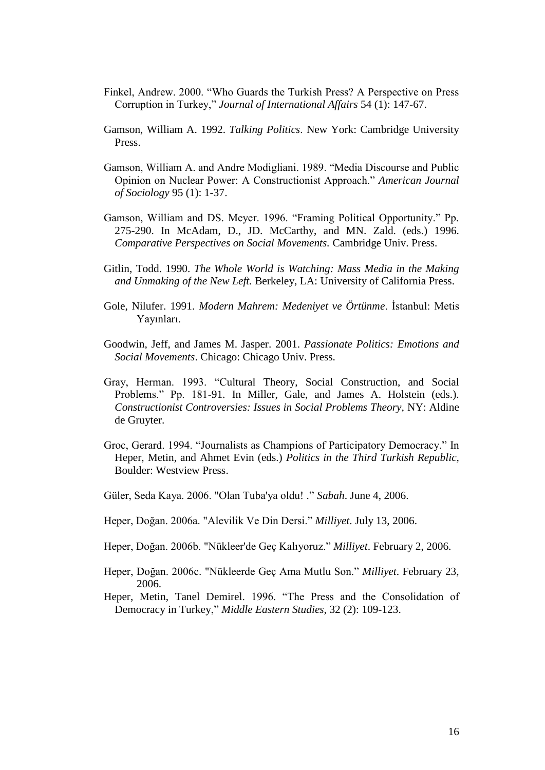Finkel, Andrew. 2000. "Who Guards the Turkish Press? A Perspective on Press Corruption in Turkey," *Journal of International Affairs* 54 (1): 147-67.

Gamson, William A. 1992. *Talking Politics*. New York: Cambridge University Press.

Gamson, William A. and Andre Modigliani. 1989. "Media Discourse and Public Opinion on Nuclear Power: A Constructionist Approach." *American Journal of Sociology* 95 (1): 1-37.

Gamson, William and DS. Meyer. 1996. "Framing Political Opportunity." Pp. 275-290. In McAdam, D., JD. McCarthy, and MN. Zald. (eds.) 1996. *Comparative Perspectives on Social Movements.* Cambridge Univ. Press.

Gitlin, Todd. 1990. *The Whole World is Watching: Mass Media in the Making and Unmaking of the New Left.* Berkeley, LA: University of California Press.

Gole, Nilufer. 1991. *Modern Mahrem: Medeniyet ve Örtünme*. İstanbul: Metis Yayınları.

Goodwin, Jeff, and James M. Jasper. 2001. *Passionate Politics: Emotions and Social Movements*. Chicago: Chicago Univ. Press.

Gray, Herman. 1993. "Cultural Theory, Social Construction, and Social Problems." Pp. 181-91. In Miller, Gale, and James A. Holstein (eds.). *Constructionist Controversies: Issues in Social Problems Theory,* NY: Aldine de Gruyter.

Groc, Gerard. 1994. "Journalists as Champions of Participatory Democracy." In Heper, Metin, and Ahmet Evin (eds.) *Politics in the Third Turkish Republic,* Boulder: Westview Press.

Güler, Seda Kaya. 2006. "Olan Tuba'ya oldu! ." *Sabah*. June 4, 2006.

Heper, Doğan. 2006a. "Alevilik Ve Din Dersi." *Milliyet*. July 13, 2006.

Heper, Doğan. 2006b. "Nükleer'de Geç Kalıyoruz." *Milliyet*. February 2, 2006.

Heper, Doğan. 2006c. "Nükleerde Geç Ama Mutlu Son." *Milliyet*. February 23, 2006.

Heper, Metin, Tanel Demirel. 1996. "The Press and the Consolidation of Democracy in Turkey," *Middle Eastern Studies,* 32 (2): 109-123.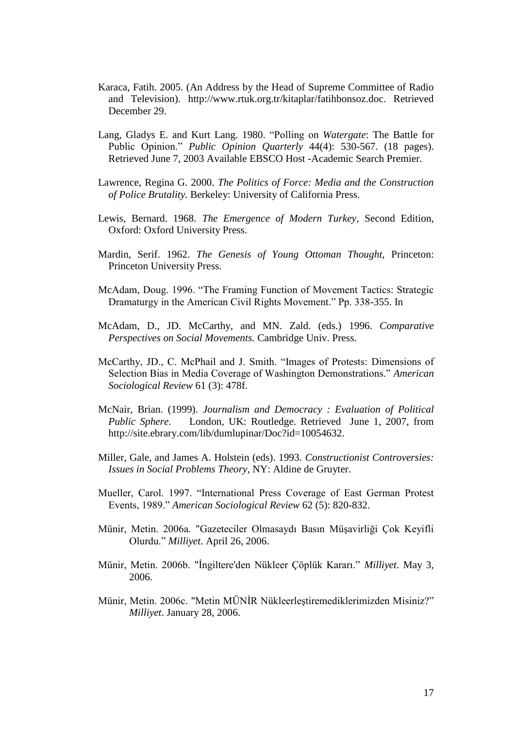Karaca, Fatih. 2005. (An Address by the Head of Supreme Committee of Radio and Television). http://www.rtuk.org.tr/kitaplar/fatihbonsoz.doc. Retrieved December 29.

Lang, Gladys E. and Kurt Lang. 1980. "Polling on *Watergate*: The Battle for Public Opinion." *Public Opinion Quarterly* 44(4): 530-567. (18 pages). Retrieved June 7, 2003 Available EBSCO Host -Academic Search Premier.

Lawrence, Regina G. 2000. *The Politics of Force: Media and the Construction of Police Brutality.* Berkeley: University of California Press.

Lewis, Bernard. 1968. *The Emergence of Modern Turkey,* Second Edition, Oxford: Oxford University Press.

Mardin, Serif. 1962. *The Genesis of Young Ottoman Thought,* Princeton: Princeton University Press.

McAdam, Doug. 1996. "The Framing Function of Movement Tactics: Strategic Dramaturgy in the American Civil Rights Movement." Pp. 338-355. In

McAdam, D., JD. McCarthy, and MN. Zald. (eds.) 1996. *Comparative Perspectives on Social Movements.* Cambridge Univ. Press.

McCarthy, JD., C. McPhail and J. Smith. "Images of Protests: Dimensions of Selection Bias in Media Coverage of Washington Demonstrations." *American Sociological Review* 61 (3): 478f.

McNair, Brian. (1999). *Journalism and Democracy : Evaluation of Political Public Sphere*. London, UK: Routledge. Retrieved June 1, 2007, from http://site.ebrary.com/lib/dumlupinar/Doc?id=10054632.

Miller, Gale, and James A. Holstein (eds). 1993. *Constructionist Controversies: Issues in Social Problems Theory,* NY: Aldine de Gruyter.

Mueller, Carol. 1997. "International Press Coverage of East German Protest Events, 1989." *American Sociological Review* 62 (5): 820-832.

Münir, Metin. 2006a. "Gazeteciler Olmasaydı Basın Müşavirliği Çok Keyifli Olurdu." *Milliyet*. April 26, 2006.

Münir, Metin. 2006b. "İngiltere'den Nükleer Çöplük Kararı." *Milliyet*. May 3, 2006.

Münir, Metin. 2006c. "Metin MÜNİR Nükleerleştiremediklerimizden Misiniz?" *Milliyet*. January 28, 2006.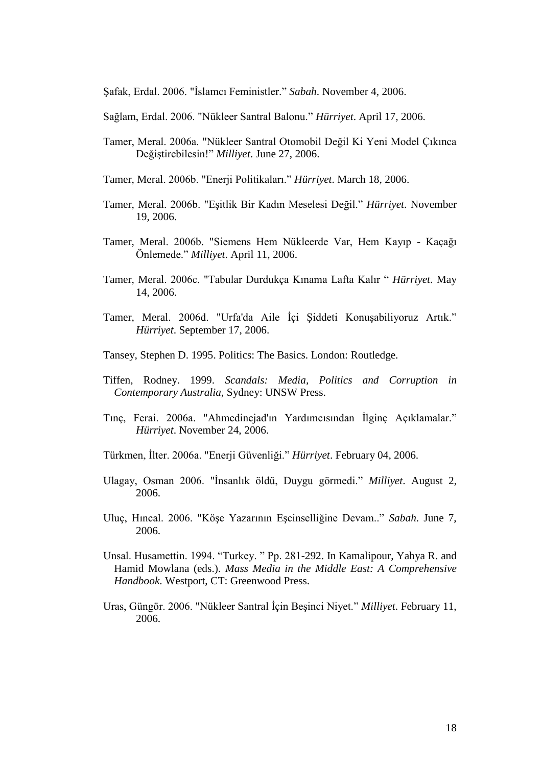Şafak, Erdal. 2006. "İslamcı Feministler." *Sabah*. November 4, 2006.

Sağlam, Erdal. 2006. "Nükleer Santral Balonu." *Hürriyet*. April 17, 2006.

Tamer, Meral. 2006a. "Nükleer Santral Otomobil Değil Ki Yeni Model Çıkınca Değiştirebilesin!" *Milliyet*. June 27, 2006.

Tamer, Meral. 2006b. "Enerji Politikaları." *Hürriyet*. March 18, 2006.

Tamer, Meral. 2006b. "Eşitlik Bir Kadın Meselesi Değil." *Hürriyet*. November 19, 2006.

Tamer, Meral. 2006b. "Siemens Hem Nükleerde Var, Hem Kayıp - Kaçağı Önlemede." *Milliyet*. April 11, 2006.

Tamer, Meral. 2006c. "Tabular Durdukça Kınama Lafta Kalır " *Hürriyet*. May 14, 2006.

Tamer, Meral. 2006d. "Urfa'da Aile İçi Şiddeti Konuşabiliyoruz Artık." *Hürriyet*. September 17, 2006.

Tansey, Stephen D. 1995. Politics: The Basics. London: Routledge.

Tiffen, Rodney. 1999. *Scandals: Media, Politics and Corruption in Contemporary Australia,* Sydney: UNSW Press.

Tınç, Ferai. 2006a. "Ahmedinejad'ın Yardımcısından İlginç Açıklamalar." *Hürriyet*. November 24, 2006.

Türkmen, İlter. 2006a. "Enerji Güvenliği." *Hürriyet*. February 04, 2006.

Ulagay, Osman 2006. "İnsanlık öldü, Duygu görmedi." *Milliyet*. August 2, 2006.

Uluç, Hıncal. 2006. "Köşe Yazarının Eşcinselliğine Devam.." *Sabah.* June 7, 2006.

Unsal. Husamettin. 1994. "Turkey. " Pp. 281-292. In Kamalipour, Yahya R. and Hamid Mowlana (eds.). *Mass Media in the Middle East: A Comprehensive Handbook.* Westport, CT: Greenwood Press.

Uras, Güngör. 2006. "Nükleer Santral İçin Beşinci Niyet." *Milliyet*. February 11, 2006.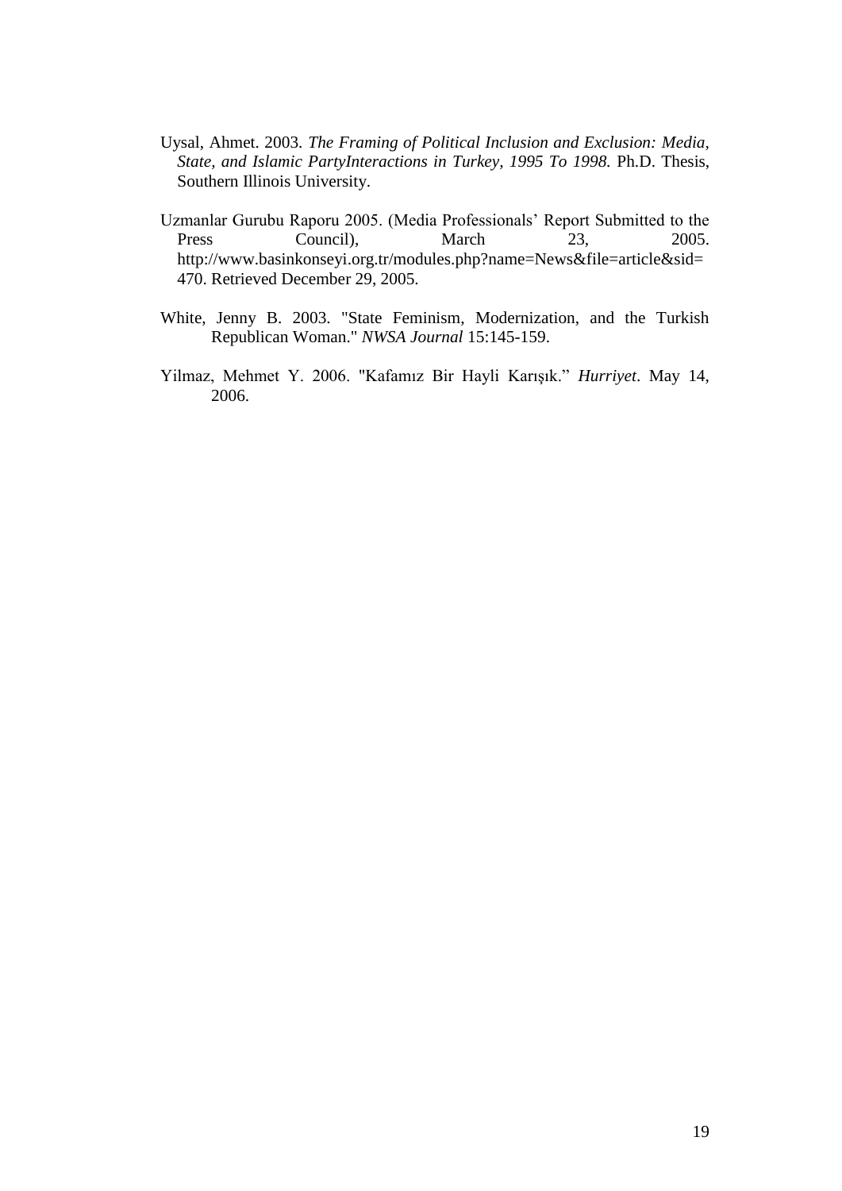Uysal, Ahmet. 2003. *The Framing of Political Inclusion and Exclusion: Media, State, and Islamic PartyInteractions in Turkey, 1995 To 1998.* Ph.D. Thesis, Southern Illinois University.

Uzmanlar Gurubu Raporu 2005. (Media Professionals' Report Submitted to the Press Council), March 23, 2005. http://www.basinkonseyi.org.tr/modules.php?name=News&file=article&sid=470. Retrieved December 29, 2005.

White, Jenny B. 2003. "State Feminism, Modernization, and the Turkish Republican Woman." *NWSA Journal* 15:145-159.

Yilmaz, Mehmet Y. 2006. "Kafamız Bir Hayli Karışık." *Hurriyet*. May 14, 2006.